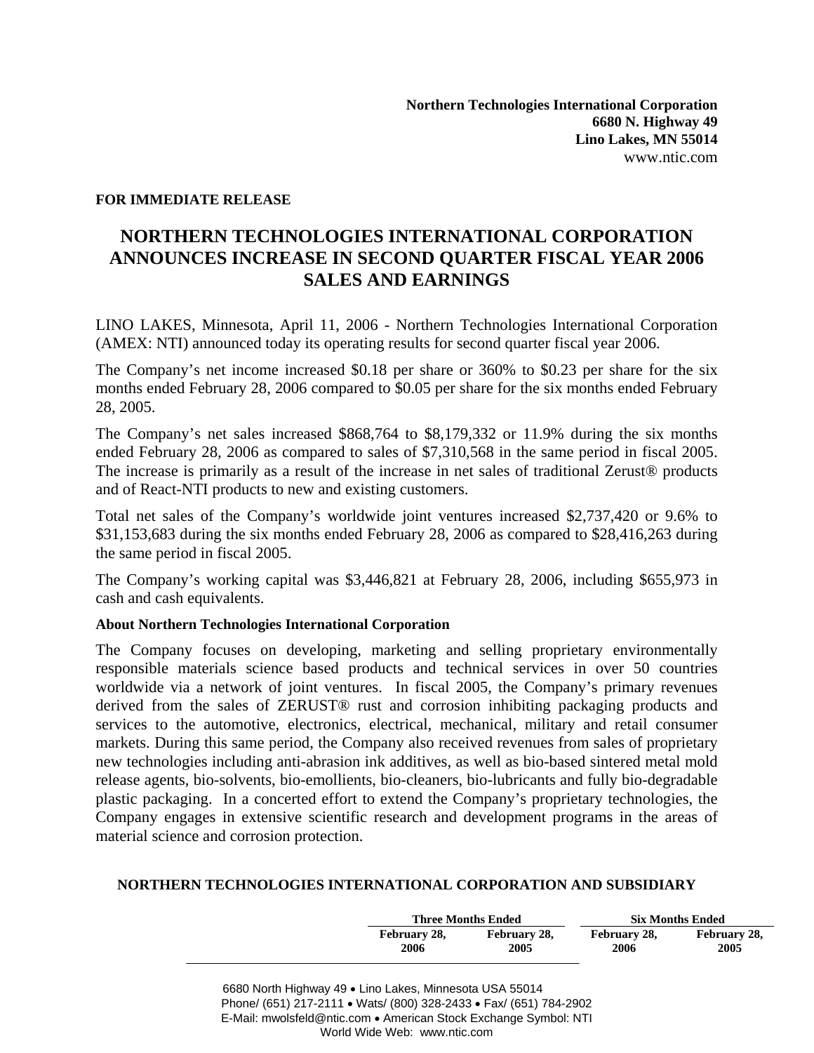**Northern Technologies International Corporation**
**6680 N. Highway 49**
**Lino Lakes, MN 55014**
www.ntic.com

**FOR IMMEDIATE RELEASE**

# NORTHERN TECHNOLOGIES INTERNATIONAL CORPORATION ANNOUNCES INCREASE IN SECOND QUARTER FISCAL YEAR 2006 SALES AND EARNINGS

LINO LAKES, Minnesota, April 11, 2006 - Northern Technologies International Corporation (AMEX: NTI) announced today its operating results for second quarter fiscal year 2006.

The Company's net income increased $0.18 per share or 360% to $0.23 per share for the six months ended February 28, 2006 compared to $0.05 per share for the six months ended February 28, 2005.

The Company's net sales increased $868,764 to $8,179,332 or 11.9% during the six months ended February 28, 2006 as compared to sales of $7,310,568 in the same period in fiscal 2005. The increase is primarily as a result of the increase in net sales of traditional Zerust® products and of React-NTI products to new and existing customers.

Total net sales of the Company's worldwide joint ventures increased $2,737,420 or 9.6% to $31,153,683 during the six months ended February 28, 2006 as compared to $28,416,263 during the same period in fiscal 2005.

The Company's working capital was $3,446,821 at February 28, 2006, including $655,973 in cash and cash equivalents.

**About Northern Technologies International Corporation**

The Company focuses on developing, marketing and selling proprietary environmentally responsible materials science based products and technical services in over 50 countries worldwide via a network of joint ventures. In fiscal 2005, the Company's primary revenues derived from the sales of ZERUST® rust and corrosion inhibiting packaging products and services to the automotive, electronics, electrical, mechanical, military and retail consumer markets. During this same period, the Company also received revenues from sales of proprietary new technologies including anti-abrasion ink additives, as well as bio-based sintered metal mold release agents, bio-solvents, bio-emollients, bio-cleaners, bio-lubricants and fully bio-degradable plastic packaging. In a concerted effort to extend the Company's proprietary technologies, the Company engages in extensive scientific research and development programs in the areas of material science and corrosion protection.

**NORTHERN TECHNOLOGIES INTERNATIONAL CORPORATION AND SUBSIDIARY**

| | Three Months Ended | | Six Months Ended | |
|---|---|---|---|---|
| | February 28, 2006 | February 28, 2005 | February 28, 2006 | February 28, 2005 |

6680 North Highway 49 • Lino Lakes, Minnesota USA 55014
Phone/ (651) 217-2111 • Wats/ (800) 328-2433 • Fax/ (651) 784-2902
E-Mail: mwolsfeld@ntic.com • American Stock Exchange Symbol: NTI
World Wide Web: www.ntic.com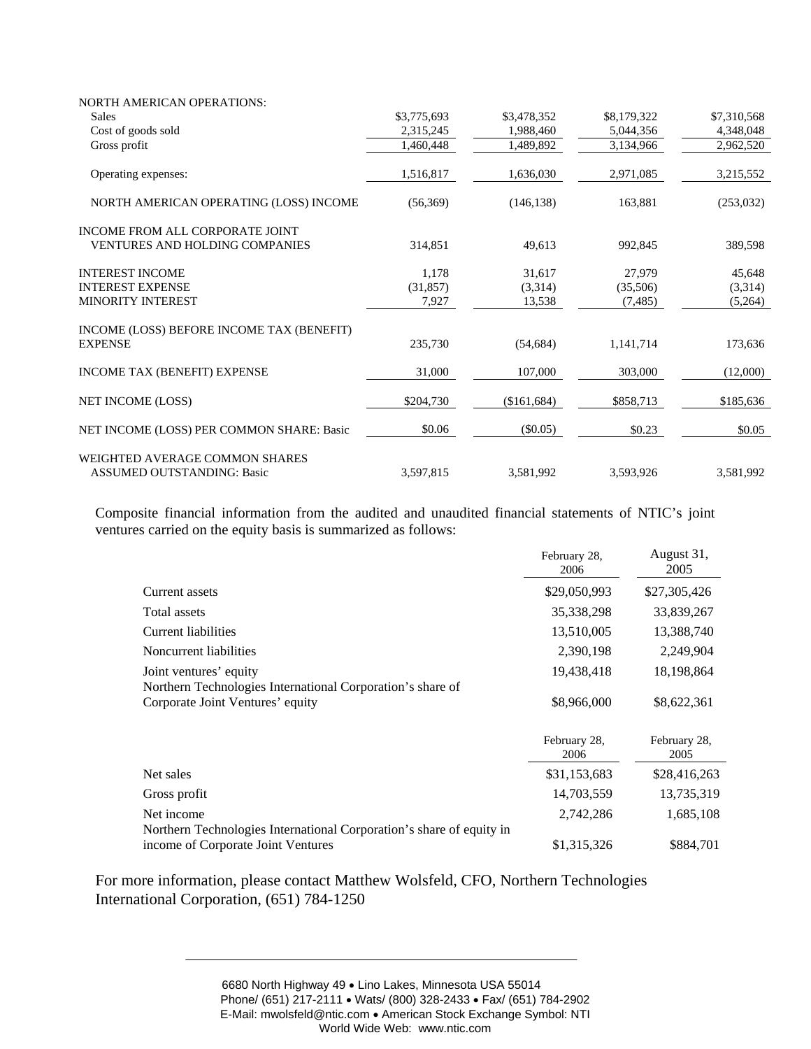| | | | | |
|---|---|---|---|---|
| NORTH AMERICAN OPERATIONS: | | | | |
| Sales | $3,775,693 | $3,478,352 | $8,179,322 | $7,310,568 |
| Cost of goods sold | 2,315,245 | 1,988,460 | 5,044,356 | 4,348,048 |
| Gross profit | 1,460,448 | 1,489,892 | 3,134,966 | 2,962,520 |
| Operating expenses: | 1,516,817 | 1,636,030 | 2,971,085 | 3,215,552 |
| NORTH AMERICAN OPERATING (LOSS) INCOME | (56,369) | (146,138) | 163,881 | (253,032) |
| INCOME FROM ALL CORPORATE JOINT VENTURES AND HOLDING COMPANIES | 314,851 | 49,613 | 992,845 | 389,598 |
| INTEREST INCOME | 1,178 | 31,617 | 27,979 | 45,648 |
| INTEREST EXPENSE | (31,857) | (3,314) | (35,506) | (3,314) |
| MINORITY INTEREST | 7,927 | 13,538 | (7,485) | (5,264) |
| INCOME (LOSS) BEFORE INCOME TAX (BENEFIT) EXPENSE | 235,730 | (54,684) | 1,141,714 | 173,636 |
| INCOME TAX (BENEFIT) EXPENSE | 31,000 | 107,000 | 303,000 | (12,000) |
| NET INCOME (LOSS) | $204,730 | ($161,684) | $858,713 | $185,636 |
| NET INCOME (LOSS) PER COMMON SHARE: Basic | $0.06 | ($0.05) | $0.23 | $0.05 |
| WEIGHTED AVERAGE COMMON SHARES ASSUMED OUTSTANDING: Basic | 3,597,815 | 3,581,992 | 3,593,926 | 3,581,992 |

Composite financial information from the audited and unaudited financial statements of NTIC's joint ventures carried on the equity basis is summarized as follows:

| | February 28, 2006 | August 31, 2005 |
|---|---|---|
| Current assets | $29,050,993 | $27,305,426 |
| Total assets | 35,338,298 | 33,839,267 |
| Current liabilities | 13,510,005 | 13,388,740 |
| Noncurrent liabilities | 2,390,198 | 2,249,904 |
| Joint ventures' equity | 19,438,418 | 18,198,864 |
| Northern Technologies International Corporation's share of Corporate Joint Ventures' equity | $8,966,000 | $8,622,361 |

| | February 28, 2006 | February 28, 2005 |
|---|---|---|
| Net sales | $31,153,683 | $28,416,263 |
| Gross profit | 14,703,559 | 13,735,319 |
| Net income | 2,742,286 | 1,685,108 |
| Northern Technologies International Corporation's share of equity in income of Corporate Joint Ventures | $1,315,326 | $884,701 |

For more information, please contact Matthew Wolsfeld, CFO, Northern Technologies International Corporation, (651) 784-1250

6680 North Highway 49 • Lino Lakes, Minnesota USA 55014
Phone/ (651) 217-2111 • Wats/ (800) 328-2433 • Fax/ (651) 784-2902
E-Mail: mwolsfeld@ntic.com • American Stock Exchange Symbol: NTI
World Wide Web: www.ntic.com